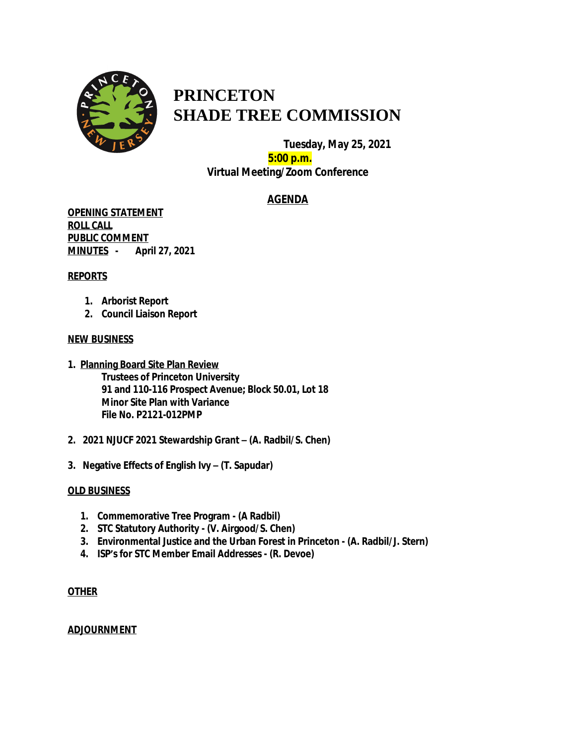# PRINCETON SHADE TREE COMMISSION

**Tuesday, May 25, 2021**

**5:00 p.m.**

**Virtual Meeting/Zoom Conference**

## AGENDA

**OPENING STATEMENT**

**ROLL CALL**

**PUBLIC COMMENT**

**MINUTES - April 27, 2021**

**REPORTS**

1. **Arborist Report**
2. **Council Liaison Report**

**NEW BUSINESS**

1. **Planning Board Site Plan Review**
   **Trustees of Princeton University**
   **91 and 110-116 Prospect Avenue; Block 50.01, Lot 18**
   **Minor Site Plan with Variance**
   **File No. P2121-012PMP**

2. **2021 NJUCF 2021 Stewardship Grant – (A. Radbil/S. Chen)**

3. **Negative Effects of English Ivy – (T. Sapudar)**

**OLD BUSINESS**

1. **Commemorative Tree Program - (A Radbil)**
2. **STC Statutory Authority - (V. Airgood/S. Chen)**
3. **Environmental Justice and the Urban Forest in Princeton - (A. Radbil/J. Stern)**
4. **ISP's for STC Member Email Addresses - (R. Devoe)**

**OTHER**

**ADJOURNMENT**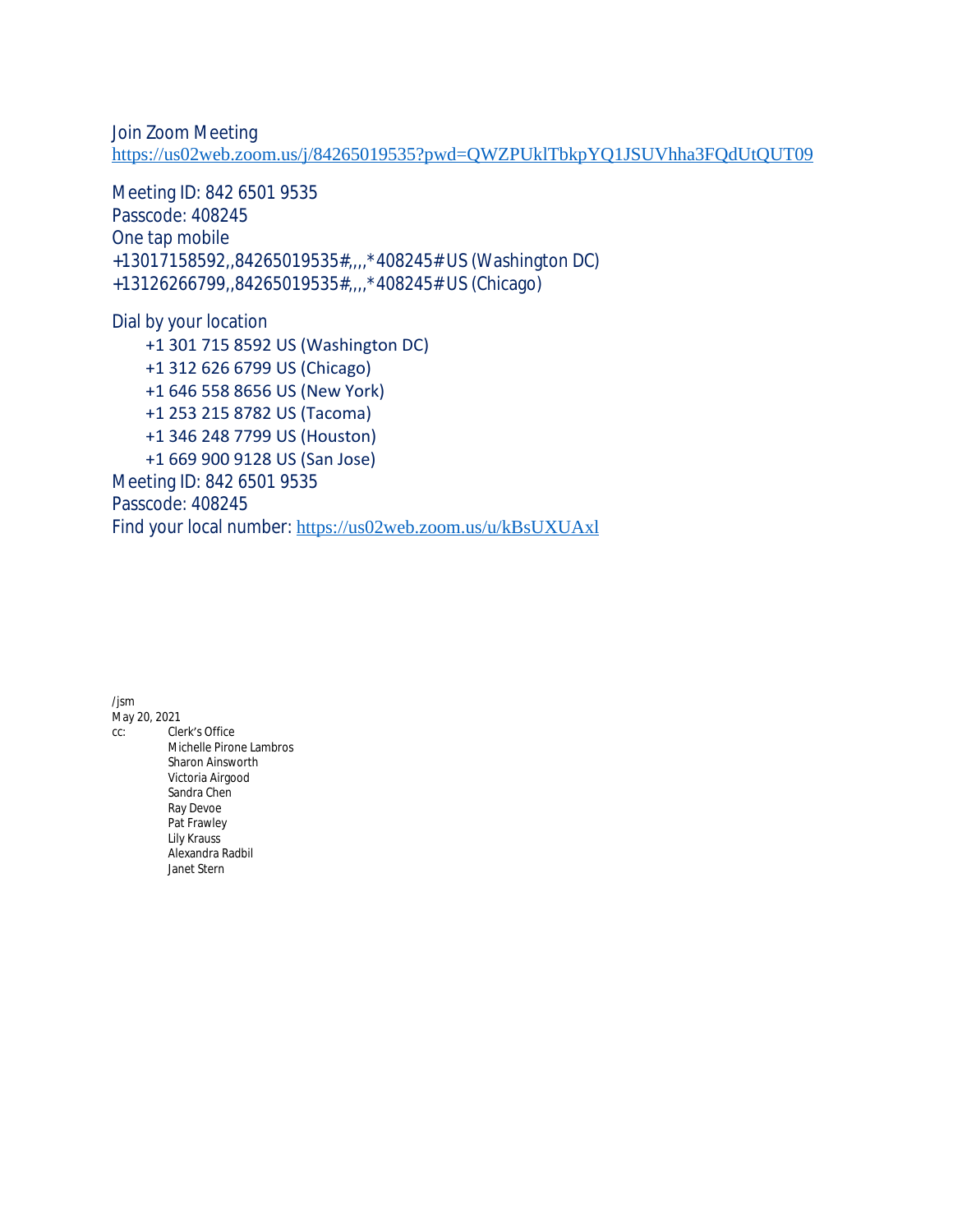Join Zoom Meeting
https://us02web.zoom.us/j/84265019535?pwd=QWZPUklTbkpYQ1JSUVhha3FQdUtQUT09

Meeting ID: 842 6501 9535
Passcode: 408245
One tap mobile
+13017158592,,84265019535#,,,,*408245# US (Washington DC)
+13126266799,,84265019535#,,,,*408245# US (Chicago)

Dial by your location
- +1 301 715 8592 US (Washington DC)
- +1 312 626 6799 US (Chicago)
- +1 646 558 8656 US (New York)
- +1 253 215 8782 US (Tacoma)
- +1 346 248 7799 US (Houston)
- +1 669 900 9128 US (San Jose)

Meeting ID: 842 6501 9535
Passcode: 408245
Find your local number: https://us02web.zoom.us/u/kBsUXUAxl

/jsm
May 20, 2021
cc: Clerk's Office
Michelle Pirone Lambros
Sharon Ainsworth
Victoria Airgood
Sandra Chen
Ray Devoe
Pat Frawley
Lily Krauss
Alexandra Radbil
Janet Stern